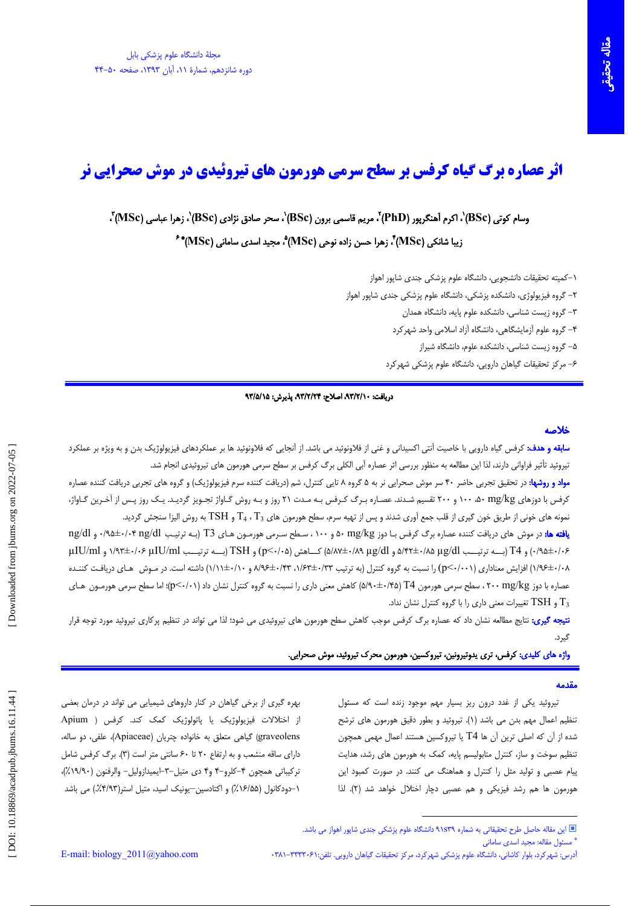مقاله تحقیقی

# اثر عصاره برگ گیاه کرفس بر سطح سرمی هورمون های تیروئیدی در موش صحرایی نر

وسام کوتی (BSc)[1]، اکرم آهنگرپور (PhD)[2]، مریم قاسمی برون (BSc)[1]، سحر صادق نژادی (BSc)[1]، زهرا عباسی (MSc)[3]، زیبا شانکی (MSc)[4]، زهرا حسن زاده نوحی (MSc)[5]، مجید اسدی سامانی (MSc)[6*]

۱-کمیته تحقیقات دانشجویی، دانشگاه علوم پزشکی جندی شاپور اهواز
۲- گروه فیزیولوژی، دانشکده پزشکی، دانشگاه علوم پزشکی جندی شاپور اهواز
۳- گروه زیست شناسی، دانشکده علوم پایه، دانشگاه همدان
۴- گروه علوم آزمایشگاهی، دانشگاه آزاد اسلامی واحد شهرکرد
۵- گروه زیست شناسی، دانشکده علوم، دانشگاه شیراز
۶- مرکز تحقیقات گیاهان دارویی، دانشگاه علوم پزشکی شهرکرد

**دریافت: ۹۳/۲/۱۰، اصلاح: ۹۳/۲/۲۴، پذیرش: ۹۳/۵/۱۵**

## خلاصه

**سابقه و هدف:** کرفس گیاه دارویی با خاصیت آنتی اکسیدانی و غنی از فلاونوئید می باشد. از آنجایی که فلاونوئید ها بر عملکردهای فیزیولوژیک بدن و به ویژه بر عملکرد تیروئید تأثیر فراوانی دارند، لذا این مطالعه به منظور بررسی اثر عصاره آبی الکلی برگ کرفس بر سطح سرمی هورمون های تیروئیدی انجام شد.

**مواد و روشها:** در تحقیق تجربی حاضر ۴۰ سر موش صحرایی نر به ۵ گروه ۸ تایی کنترل، شم (دریافت کننده سرم فیزیولوژیک) و گروه های تجربی دریافت کننده عصاره کرفس با دوزهای mg/kg ۵۰، ۱۰۰ و ۲۰۰ تقسیم شدند. عصاره برگ کرفس به مدت ۲۱ روز و به روش گاواژ تجویز گردید. یک روز پس از آخرین گاواژ، نمونه های خونی از طریق خون گیری از قلب جمع آوری شدند و پس از تهیه سرم، سطح هورمون های $T_3$ ، $T_4$ و TSH به روش الیزا سنجش گردید.

**یافته ها:** در موش های دریافت کننده عصاره برگ کرفس با دوز mg/kg ۵۰ و ۱۰۰ ، سطح سرمی هورمون های T3 (به ترتیب ng/dl ۰/۰۴±۰/۹۵ و ng/dl ۰/۰۶±۰/۹۵) و T4 (به ترتیب µg/dl ۰/۸۵±۵/۴۲ و µg/dl ۰/۸۹±۵/۸۷) کاهش ($p<0/05$) و TSH (به ترتیب µIU/ml ۰/۰۶±۱/۹۳ و µIU/ml ۰/۰۸±۱/۹۶) افزایش معناداری ($p<0/001$) را نسبت به گروه کنترل (به ترتیب ۰/۳۳±۱/۶۳، ۰/۴۳±۸/۹۶ و ۰/۱۰±۱/۱۱) داشته است. در موش های دریافت کننده عصاره با دوز mg/kg ۲۰۰ ، سطح سرمی هورمون T4 (۰/۴۵±۵/۹۰) کاهش معنی داری را نسبت به گروه کنترل نشان داد ($p<0/01$)؛ اما سطح سرمی هورمون های $T_3$ و TSH تغییرات معنی داری را با گروه کنترل نشان نداد.

**نتیجه گیری:** نتایج مطالعه نشان داد که عصاره برگ کرفس موجب کاهش سطح هورمون های تیروئیدی می شود؛ لذا می تواند در تنظیم پرکاری تیروئید مورد توجه قرار گیرد.

**واژه های کلیدی:** کرفس، تری یدوتیرونین، تیروکسین، هورمون محرک تیروئید، موش صحرایی.

## مقدمه

تیروئید یکی از غدد درون ریز بسیار مهم موجود زنده است که مسئول تنظیم اعمال مهم بدن می باشد (۱). تیروئید و بطور دقیق هورمون های ترشح شده از آن که اصلی ترین آن ها T4 یا تیروکسین هستند اعمال مهمی همچون تنظیم سوخت و ساز، کنترل متابولیسم پایه، کمک به هورمون های رشد، هدایت پیام عصبی و تولید مثل را کنترل و هماهنگ می کنند. در صورت کمبود این هورمون ها هم رشد فیزیکی و هم عصبی دچار اختلال خواهد شد (۲). لذا بهره گیری از برخی گیاهان در کنار داروهای شیمیایی می تواند در درمان بعضی از اختلالات فیزیولوژیک یا پاتولوژیک کمک کند. کرفس (Apium graveolens) گیاهی متعلق به خانواده چتریان (Apiaceae)، علفی، دو ساله، دارای ساقه منشعب و به ارتفاع ۲۰ تا ۶۰ سانتی متر است (۳). برگ کرفس شامل ترکیباتی همچون ۴-کلرو-۴ و۴ دی متیل-۳-ایمیدازولیل- والرفنون (۱۹/۹۰٪)، ۱-دودکانول (۱۶/۵۵٪) و اکتادسین-یونیک اسید، متیل استر(۴/۹۳٪) می باشد

این مقاله حاصل طرح تحقیقاتی به شماره ۹۱۵۳۹ دانشگاه علوم پزشکی جندی شاپور اهواز می باشد.
* مسئول مقاله: مجید اسدی سامانی
آدرس: شهرکرد، بلوار کاشانی، دانشگاه علوم پزشکی شهرکرد، مرکز تحقیقات گیاهان دارویی. تلفن: ۳۳۳۳۰۶۱-۰۳۸۱
E-mail: biology_2011@yahoo.com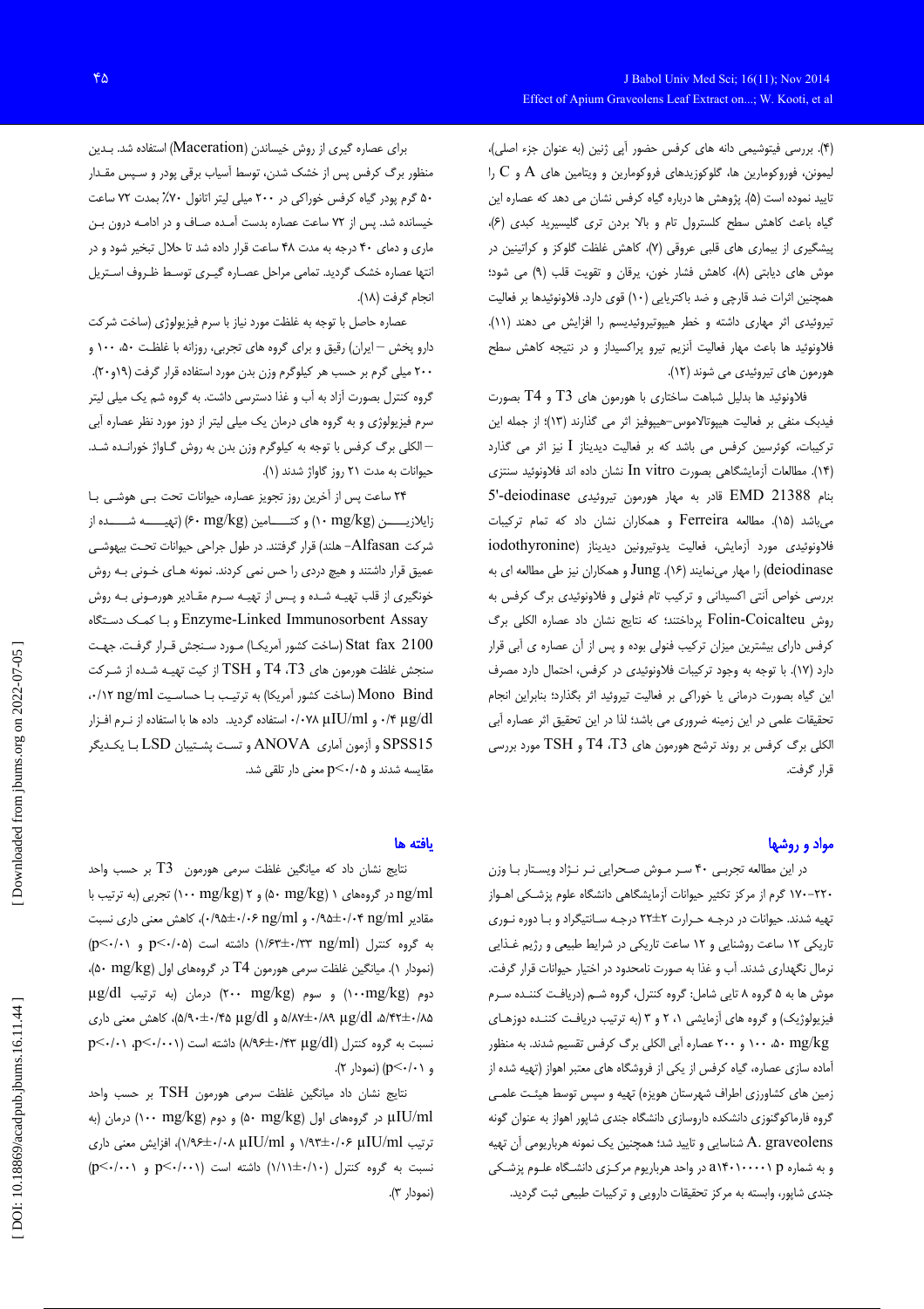(۴). بررسی فیتوشیمی دانه های کرفس حضور آپی ژنین (به عنوان جزء اصلی)، لیمونن، فوروکومارین ها، گلوکوزیدهای فوروکومارین و ویتامین های A و C را تایید نموده است (۵). پژوهش ها درباره گیاه کرفس نشان می دهد که عصاره این گیاه باعث کاهش سطح کلسترول تام و بالا بردن تری گلیسیرید کبدی (۶)، پیشگیری از بیماری های قلبی عروقی (۷)، کاهش غلظت گلوکز و کراتینین در موش های دیابتی (۸)، کاهش فشار خون، یرقان و تقویت قلب (۹) می شود؛ همچنین اثرات ضد قارچی و ضد باکتریایی (۱۰) قوی دارد. فلاونوئیدها بر فعالیت تیروئیدی اثر مهاری داشته و خطر هیپوتیروئیدیسم را افزایش می دهند (۱۱). فلاونوئید ها باعث مهار فعالیت آنزیم تیرو پراکسیداز و در نتیجه کاهش سطح هورمون های تیروئیدی می شوند (۱۲).

فلاونوئید ها بدلیل شباهت ساختاری با هورمون های T3 و T4 بصورت فیدبک منفی بر فعالیت هیپوتالاموس-هیپوفیز اثر می گذارند (۱۳)؛ از جمله این ترکیبات، کوئرسین کرفس می باشد که بر فعالیت دیدیناز I نیز اثر می گذارد (۱۴). مطالعات آزمایشگاهی بصورت In vitro نشان داده اند فلاونوئید سنتزی بنام EMD 21388 قادر به مهار هورمون تیروئیدی 5'-deiodinase می‌باشد (۱۵). مطالعه Ferreira و همکاران نشان داد که تمام ترکیبات فلاونوئیدی مورد آزمایش، فعالیت یدوتیرونین دیدیناز (iodothyronine deiodinase) را مهار می‌نمایند (۱۶). Jung و همکاران نیز طی مطالعه ای به بررسی خواص آنتی اکسیدانی و ترکیب تام فنولی و فلاونوئیدی برگ کرفس به روش Folin-Coicalteu پرداختند؛ که نتایج نشان داد عصاره الکلی برگ کرفس دارای بیشترین میزان ترکیب فنولی بوده و پس از آن عصاره ی آبی قرار دارد (۱۷). با توجه به وجود ترکیبات فلاونوئیدی در کرفس، احتمال دارد مصرف این گیاه بصورت درمانی یا خوراکی بر فعالیت تیروئید اثر بگذارد؛ بنابراین انجام تحقیقات علمی در این زمینه ضروری می باشد؛ لذا در این تحقیق اثر عصاره آبی الکلی برگ کرفس بر روند ترشح هورمون های T3، T4 و TSH مورد بررسی قرار گرفت.

## مواد و روشها

در این مطالعه تجربی ۴۰ سر موش صحرایی نر نژاد ویستار با وزن ۲۲۰-۱۷۰ گرم از مرکز تکثیر حیوانات آزمایشگاهی دانشگاه علوم پزشکی اهواز تهیه شدند. حیوانات در درجه حرارت ۲±۲۲ درجه سانتیگراد و با دوره نوری تاریکی ۱۲ ساعت روشنایی و ۱۲ ساعت تاریکی در شرایط طبیعی و رژیم غذایی نرمال نگهداری شدند. آب و غذا به صورت نامحدود در اختیار حیوانات قرار گرفت. موش ها به ۵ گروه ۸ تایی شامل: گروه کنترل، گروه شم (دریافت کننده سرم فیزیولوژیک) و گروه های آزمایشی ۱، ۲ و ۳ (به ترتیب دریافت کننده دوزهای ۵۰، ۱۰۰ و ۲۰۰ mg/kg عصاره آبی الکلی برگ کرفس) تقسیم شدند. به منظور آماده سازی عصاره، گیاه کرفس از یکی از فروشگاه های معتبر اهواز (تهیه شده از زمین های کشاورزی اطراف شهرستان هویزه) تهیه و سپس توسط هیئت علمی گروه فارماکوگنوزی دانشکده داروسازی دانشگاه جندی شاپور اهواز به عنوان گونه A. graveolens شناسایی و تایید شد؛ همچنین یک نمونه هرباریومی آن تهیه و به شماره a۱۴۰۱۰۰۰۱ p در واحد هرباریوم مرکزی دانشگاه علوم پزشکی جندی شاپور، وابسته به مرکز تحقیقات دارویی و ترکیبات طبیعی ثبت گردید.

برای عصاره گیری از روش خیساندن (Maceration) استفاده شد. بدین منظور برگ کرفس پس از خشک شدن، توسط آسیاب برقی پودر و سپس مقدار ۵۰ گرم پودر گیاه کرفس خوراکی در ۲۰۰ میلی لیتر اتانول ۷۰٪ بمدت ۷۲ ساعت خیسانده شد. پس از ۷۲ ساعت عصاره بدست آمده صاف و در ادامه درون بن ماری و دمای ۴۰ درجه به مدت ۴۸ ساعت قرار داده شد تا حلال تبخیر شود و در انتها عصاره خشک گردید. تمامی مراحل عصاره گیری توسط ظروف استریل انجام گرفت (۱۸).

عصاره حاصل با توجه به غلظت مورد نیاز با سرم فیزیولوژی (ساخت شرکت دارو پخش – ایران) رقیق و برای گروه های تجربی، روزانه با غلظت ۵۰، ۱۰۰ و ۲۰۰ میلی گرم بر حسب هر کیلوگرم وزن بدن مورد استفاده قرار گرفت (۱۹و۲۰). گروه کنترل بصورت آزاد به آب و غذا دسترسی داشت. به گروه شم یک میلی لیتر سرم فیزیولوژی و به گروه های درمان یک میلی لیتر از دوز مورد نظر عصاره آبی – الکلی برگ کرفس با توجه به کیلوگرم وزن بدن به روش گاواژ خورانده شد. حیوانات به مدت ۲۱ روز گاواژ شدند (۱).

۲۴ ساعت پس از آخرین روز تجویز عصاره، حیوانات تحت بی هوشی با زایلازین (۱۰ mg/kg) و کتامین (۶۰ mg/kg) (تهیه شده از شرکت Alfasan- هلند) قرار گرفتند. در طول جراحی حیوانات تحت بیهوشی عمیق قرار داشتند و هیچ دردی را حس نمی کردند. نمونه های خونی به روش خونگیری از قلب تهیه شده و پس از تهیه سرم مقادیر هورمونی به روش Enzyme-Linked Immunosorbent Assay و با کمک دستگاه Stat fax 2100 (ساخت کشور آمریکا) مورد سنجش قرار گرفت. جهت سنجش غلظت هورمون های T3، T4 و TSH از کیت تهیه شده از شرکت Mono Bind (ساخت کشور آمریکا) به ترتیب با حساسیت ۰/۱۲ ng/ml، ۰/۴ µg/dl و ۰/۰۷۸ µIU/ml استفاده گردید. داده ها با استفاده از نرم افزار SPSS15 و آزمون آماری ANOVA و تست پشتیبان LSD با یکدیگر مقایسه شدند و $p<0.05$ معنی دار تلقی شد.

## یافته ها

نتایج نشان داد که میانگین غلظت سرمی هورمون T3 بر حسب واحد ng/ml در گروههای ۱ (۵۰ mg/kg) و ۲ (۱۰۰ mg/kg) تجربی (به ترتیب با مقادیر ۰/۹۵±۰/۰۴ ng/ml و ۰/۹۵±۰/۰۶ ng/ml)، کاهش معنی داری نسبت به گروه کنترل (۱/۶۳±۰/۳۳ ng/ml) داشته است ($p<0.05$ و $p<0.01$) (نمودار ۱). میانگین غلظت سرمی هورمون T4 در گروههای اول (۵۰ mg/kg)، دوم (۱۰۰ mg/kg) و سوم (۲۰۰ mg/kg) درمان (به ترتیب µg/dl ۵/۴۲±۰/۸۵، ۵/۸۷±۰/۸۹ µg/dl و ۵/۹۰±۰/۴۵ µg/dl)، کاهش معنی داری نسبت به گروه کنترل (۸/۹۶±۰/۴۳ µg/dl) داشته است ($p<0.01$، $p<0.001$ و $p<0.01$) (نمودار ۲).

نتایج نشان داد میانگین غلظت سرمی هورمون TSH بر حسب واحد µIU/ml در گروههای اول (۵۰ mg/kg) و دوم (۱۰۰ mg/kg) درمان (به ترتیب ۱/۹۳±۰/۰۶ µIU/ml و ۱/۹۶±۰/۰۸ µIU/ml)، افزایش معنی داری نسبت به گروه کنترل (۱/۱۱±۰/۱۰) داشته است ($p<0.001$ و $p<0.001$) (نمودار ۳).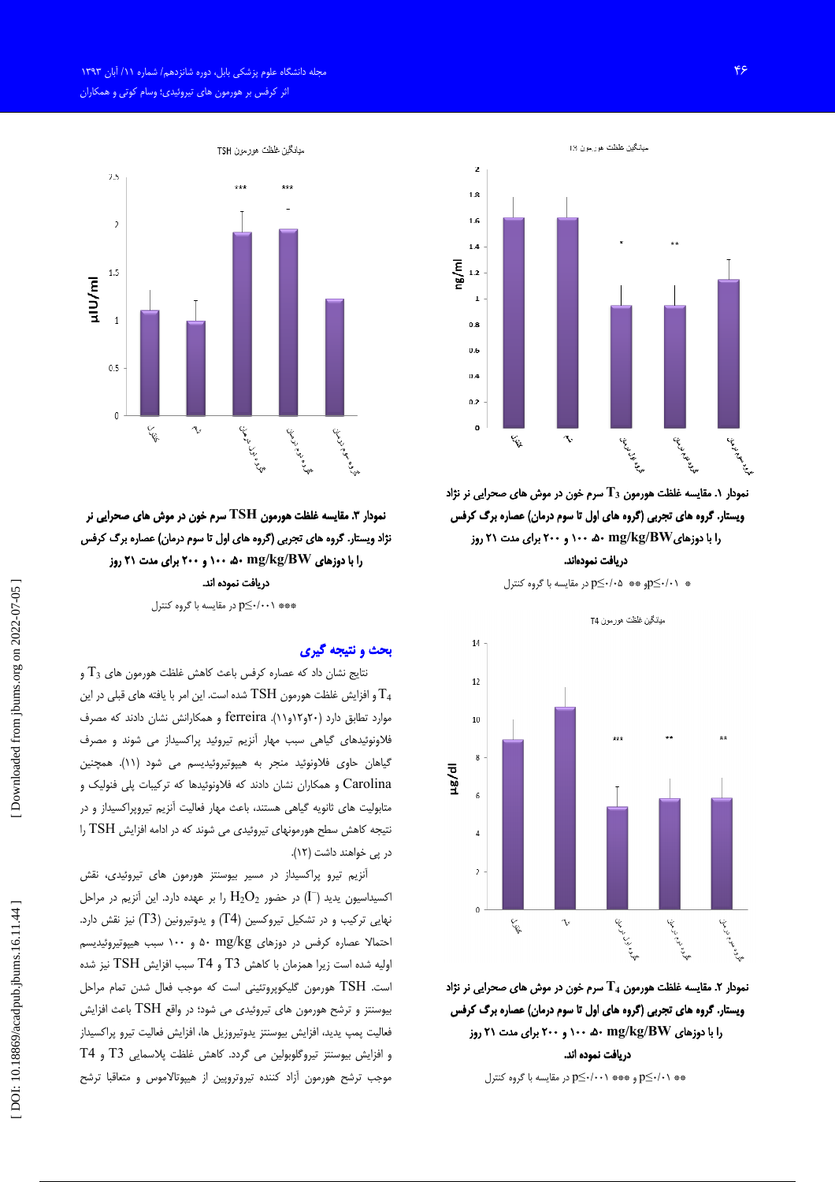نمودار ۱. مقایسه غلظت هورمون $T_3$ سرم خون در موش های صحرایی نر نژاد ویستار. گروه های تجربی (گروه های اول تا سوم درمان) عصاره برگ کرفس را با دوزهای mg/kg/BW ۵۰، ۱۰۰ و ۲۰۰ برای مدت ۲۱ روز دریافت نموده‌اند.

* $p \leq ۰/۰۱$ ** $p \leq ۰/۰۵$ در مقایسه با گروه کنترل

نمودار ۲. مقایسه غلظت هورمون $T_4$ سرم خون در موش های صحرایی نر نژاد ویستار. گروه های تجربی (گروه های اول تا سوم درمان) عصاره برگ کرفس را با دوزهای mg/kg/BW ۵۰، ۱۰۰ و ۲۰۰ برای مدت ۲۱ روز دریافت نموده اند.

** $p \leq ۰/۰۱$ و *** $p \leq ۰/۰۰۱$ در مقایسه با گروه کنترل

نمودار ۳. مقایسه غلظت هورمون TSH سرم خون در موش های صحرایی نر نژاد ویستار. گروه های تجربی (گروه های اول تا سوم درمان) عصاره برگ کرفس را با دوزهای mg/kg/BW ۵۰، ۱۰۰ و ۲۰۰ برای مدت ۲۱ روز دریافت نموده اند.

*** $p \leq ۰/۰۰۱$ در مقایسه با گروه کنترل

## بحث و نتیجه گیری

نتایج نشان داد که عصاره کرفس باعث کاهش غلظت هورمون های $T_3$ و $T_4$ و افزایش غلظت هورمون TSH شده است. این امر با یافته های قبلی در این موارد تطابق دارد (۲۰و۱۲و۱۱). ferreira و همکارانش نشان دادند که مصرف فلاونوئیدهای گیاهی سبب مهار آنزیم تیروئید پراکسیداز می شوند و مصرف گیاهان حاوی فلاونوئید منجر به هیپوتیروئیدیسم می شود (۱۱). همچنین Carolina و همکاران نشان دادند که فلاونوئیدها که ترکیبات پلی فنولیک و متابولیت های ثانویه گیاهی هستند، باعث مهار فعالیت آنزیم تیروپراکسیداز و در نتیجه کاهش سطح هورمونهای تیروئیدی می شوند که در ادامه افزایش TSH را در پی خواهند داشت (۱۲).

آنزیم تیرو پراکسیداز در مسیر بیوسنتز هورمون های تیروئیدی، نقش اکسیداسیون یدید ($I^-$) در حضور $H_2O_2$ را بر عهده دارد. این آنزیم در مراحل نهایی ترکیب و در تشکیل تیروکسین (T4) و یدوتیرونین (T3) نیز نقش دارد. احتمالا عصاره کرفس در دوزهای mg/kg ۵۰ و ۱۰۰ سبب هیپوتیروئیدیسم اولیه شده است زیرا همزمان با کاهش T3 و T4 سبب افزایش TSH نیز شده است. TSH هورمون گلیکوپروتئینی است که موجب فعال شدن تمام مراحل بیوسنتز و ترشح هورمون های تیروئیدی می شود؛ در واقع TSH باعث افزایش فعالیت پمپ یدید، افزایش بیوسنتز یدوتیروزیل ها، افزایش فعالیت تیرو پراکسیداز و افزایش بیوسنتز تیروگلوبولین می گردد. کاهش غلظت پلاسمایی T3 و T4 موجب ترشح هورمون آزاد کننده تیروتروپین از هیپوتالاموس و متعاقبا ترشح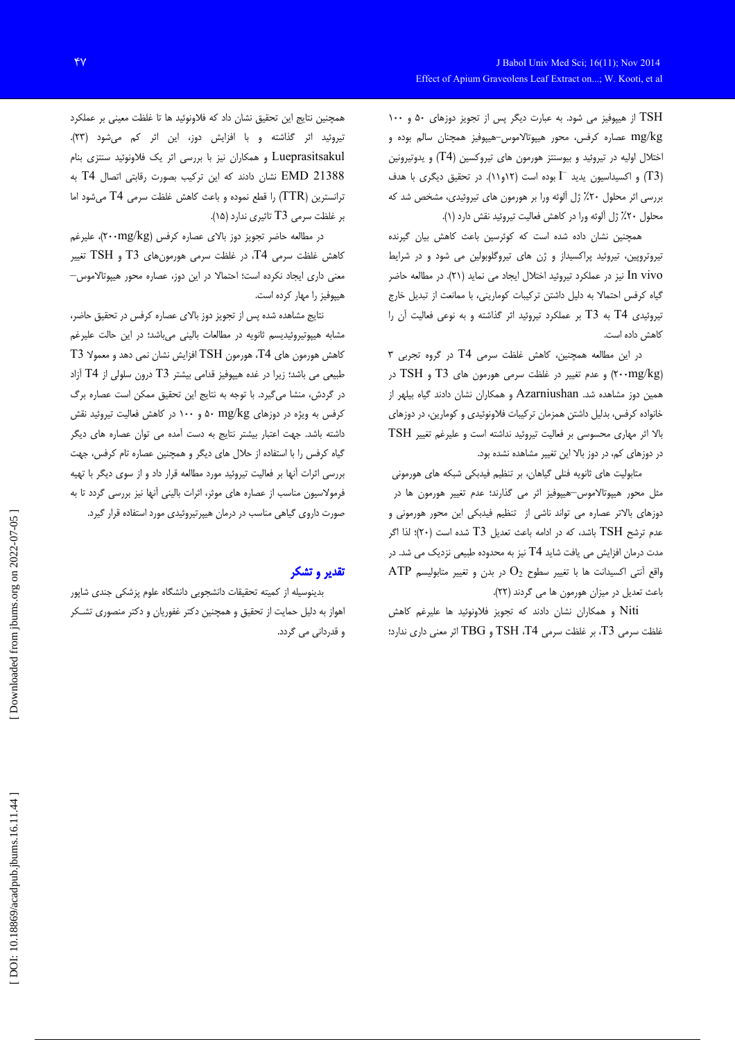TSH از هیپوفیز می شود. به عبارت دیگر پس از تجویز دوزهای ۵۰ و ۱۰۰ mg/kg عصاره کرفس، محور هیپوتالاموس–هیپوفیز همچنان سالم بوده و اختلال اولیه در تیروئید و بیوسنتز هورمون های تیروکسین (T4) و یدوتیرونین (T3) و اکسیداسیون یدید $I^-$ بوده است (۱۲و۱۱). در تحقیق دیگری با هدف بررسی اثر محلول ۲۰٪ ژل آلوئه ورا بر هورمون های تیروئیدی، مشخص شد که محلول ۲۰٪ ژل آلوئه ورا در کاهش فعالیت تیروئید نقش دارد (۱).

همچنین نشان داده شده است که کوئرسین باعث کاهش بیان گیرنده تیروتروپین، تیروئید پراکسیداز و ژن های تیروگلوبولین می شود و در شرایط In vivo نیز در عملکرد تیروئید اختلال ایجاد می نماید (۲۱). در مطالعه حاضر گیاه کرفس احتمالا به دلیل داشتن ترکیبات کومارینی، با ممانعت از تبدیل خارج تیروئیدی T4 به T3 بر عملکرد تیروئید اثر گذاشته و به نوعی فعالیت آن را کاهش داده است.

در این مطالعه همچنین، کاهش غلظت سرمی T4 در گروه تجربی ۳ (۲۰۰mg/kg) و عدم تغییر در غلظت سرمی هورمون های T3 و TSH در همین دوز مشاهده شد. Azarniushan و همکاران نشان دادند گیاه بیلهر از خانواده کرفس، بدلیل داشتن همزمان ترکیبات فلاونوئیدی و کومارین، در دوزهای بالا اثر مهاری محسوسی بر فعالیت تیروئید نداشته است و علیرغم تغییر TSH در دوزهای کم، در دوز بالا این تغییر مشاهده نشده بود.

متابولیت های ثانویه فنلی گیاهان، بر تنظیم فیدبکی شبکه های هورمونی مثل محور هیپوتالاموس–هیپوفیز اثر می گذارند؛ عدم تغییر هورمون ها در دوزهای بالاتر عصاره می تواند ناشی از تنظیم فیدبکی این محور هورمونی و عدم ترشح TSH باشد، که در ادامه باعث تعدیل T3 شده است (۲۰)؛ لذا اگر مدت درمان افزایش می یافت شاید T4 نیز به محدوده طبیعی نزدیک می شد. در واقع آنتی اکسیدانت ها با تغییر سطوح $O_2$ در بدن و تغییر متابولیسم ATP باعث تعدیل در میزان هورمون ها می گردند (۲۲).

Niti و همکاران نشان دادند که تجویز فلاونوئید ها علیرغم کاهش غلظت سرمی T3، بر غلظت سرمی T4، TSH و TBG اثر معنی داری ندارد؛ همچنین نتایج این تحقیق نشان داد که فلاونوئید ها تا غلظت معینی بر عملکرد تیروئید اثر گذاشته و با افزایش دوز، این اثر کم می‌شود (۲۳). Lueprasitsakul و همکاران نیز با بررسی اثر یک فلاونوئید سنتزی بنام EMD 21388 نشان دادند که این ترکیب بصورت رقابتی اتصال T4 به ترانسترین (TTR) را قطع نموده و باعث کاهش غلظت سرمی T4 می‌شود اما بر غلظت سرمی T3 تاثیری ندارد (۱۵).

در مطالعه حاضر تجویز دوز بالای عصاره کرفس (۲۰۰mg/kg)، علیرغم کاهش غلظت سرمی T4، در غلظت سرمی هورمون‌های T3 و TSH تغییر معنی داری ایجاد نکرده است؛ احتمالا در این دوز، عصاره محور هیپوتالاموس–هیپوفیز را مهار کرده است.

نتایج مشاهده شده پس از تجویز دوز بالای عصاره کرفس در تحقیق حاضر، مشابه هیپوتیروئیدیسم ثانویه در مطالعات بالینی می‌باشد؛ در این حالت علیرغم کاهش هورمون های T4، هورمون TSH افزایش نشان نمی دهد و معمولا T3 طبیعی می باشد؛ زیرا در غده هیپوفیز قدامی بیشتر T3 درون سلولی از T4 آزاد در گردش، منشا می‌گیرد. با توجه به نتایج این تحقیق ممکن است عصاره برگ کرفس به ویژه در دوزهای ۵۰ mg/kg و ۱۰۰ در کاهش فعالیت تیروئید نقش داشته باشد. جهت اعتبار بیشتر نتایج به دست آمده می توان عصاره های دیگر گیاه کرفس را با استفاده از حلال های دیگر و همچنین عصاره تام کرفس، جهت بررسی اثرات آنها بر فعالیت تیروئید مورد مطالعه قرار داد و از سوی دیگر با تهیه فرمولاسیون مناسب از عصاره های موثر، اثرات بالینی آنها نیز بررسی گردد تا به صورت داروی گیاهی مناسب در درمان هیپرتیروئیدی مورد استفاده قرار گیرد.

## تقدیر و تشکر

بدینوسیله از کمیته تحقیقات دانشجویی دانشگاه علوم پزشکی جندی شاپور اهواز به دلیل حمایت از تحقیق و همچنین دکتر غفوریان و دکتر منصوری تشکر و قدردانی می گردد.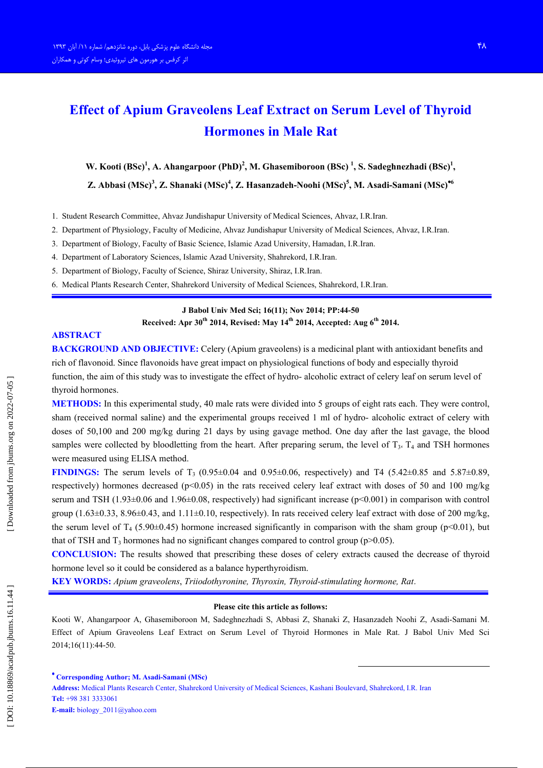# Effect of Apium Graveolens Leaf Extract on Serum Level of Thyroid Hormones in Male Rat

**W. Kooti (BSc)[1], A. Ahangarpoor (PhD)[2], M. Ghasemiboroon (BSc) [1], S. Sadeghnezhadi (BSc)[1], Z. Abbasi (MSc)[3], Z. Shanaki (MSc)[4], Z. Hasanzadeh-Noohi (MSc)[5], M. Asadi-Samani (MSc)[•6]**

1. Student Research Committee, Ahvaz Jundishapur University of Medical Sciences, Ahvaz, I.R.Iran.
2. Department of Physiology, Faculty of Medicine, Ahvaz Jundishapur University of Medical Sciences, Ahvaz, I.R.Iran.
3. Department of Biology, Faculty of Basic Science, Islamic Azad University, Hamadan, I.R.Iran.
4. Department of Laboratory Sciences, Islamic Azad University, Shahrekord, I.R.Iran.
5. Department of Biology, Faculty of Science, Shiraz University, Shiraz, I.R.Iran.
6. Medical Plants Research Center, Shahrekord University of Medical Sciences, Shahrekord, I.R.Iran.

**J Babol Univ Med Sci; 16(11); Nov 2014; PP:44-50**
**Received: Apr 30th 2014, Revised: May 14th 2014, Accepted: Aug 6th 2014.**

## ABSTRACT

**BACKGROUND AND OBJECTIVE:** Celery (Apium graveolens) is a medicinal plant with antioxidant benefits and rich of flavonoid. Since flavonoids have great impact on physiological functions of body and especially thyroid function, the aim of this study was to investigate the effect of hydro- alcoholic extract of celery leaf on serum level of thyroid hormones.

**METHODS:** In this experimental study, 40 male rats were divided into 5 groups of eight rats each. They were control, sham (received normal saline) and the experimental groups received 1 ml of hydro- alcoholic extract of celery with doses of 50,100 and 200 mg/kg during 21 days by using gavage method. One day after the last gavage, the blood samples were collected by bloodletting from the heart. After preparing serum, the level of $T_3$, $T_4$ and TSH hormones were measured using ELISA method.

**FINDINGS:** The serum levels of $T_3$ (0.95±0.04 and 0.95±0.06, respectively) and T4 (5.42±0.85 and 5.87±0.89, respectively) hormones decreased ($p<0.05$) in the rats received celery leaf extract with doses of 50 and 100 mg/kg serum and TSH (1.93±0.06 and 1.96±0.08, respectively) had significant increase ($p<0.001$) in comparison with control group (1.63±0.33, 8.96±0.43, and 1.11±0.10, respectively). In rats received celery leaf extract with dose of 200 mg/kg, the serum level of $T_4$ (5.90±0.45) hormone increased significantly in comparison with the sham group ($p<0.01$), but that of TSH and $T_3$ hormones had no significant changes compared to control group ($p>0.05$).

**CONCLUSION:** The results showed that prescribing these doses of celery extracts caused the decrease of thyroid hormone level so it could be considered as a balance hyperthyroidism.

**KEY WORDS:** *Apium graveolens*, *Triiodothyronine, Thyroxin, Thyroid-stimulating hormone, Rat*.

**Please cite this article as follows:**

Kooti W, Ahangarpoor A, Ghasemiboroon M, Sadeghnezhadi S, Abbasi Z, Shanaki Z, Hasanzadeh Noohi Z, Asadi-Samani M. Effect of Apium Graveolens Leaf Extract on Serum Level of Thyroid Hormones in Male Rat. J Babol Univ Med Sci 2014;16(11):44-50.

**• Corresponding Author; M. Asadi-Samani (MSc)**
**Address:** Medical Plants Research Center, Shahrekord University of Medical Sciences, Kashani Boulevard, Shahrekord, I.R. Iran
**Tel:** +98 381 3333061
**E-mail:** biology_2011@yahoo.com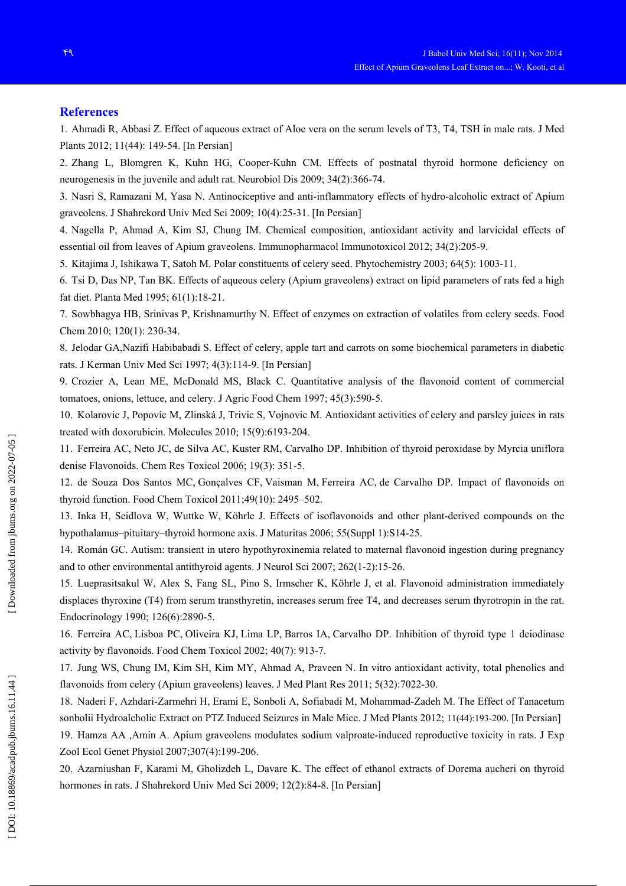## References

1. Ahmadi R, Abbasi Z. Effect of aqueous extract of Aloe vera on the serum levels of T3, T4, TSH in male rats. J Med Plants 2012; 11(44): 149-54. [In Persian]

2. Zhang L, Blomgren K, Kuhn HG, Cooper-Kuhn CM. Effects of postnatal thyroid hormone deficiency on neurogenesis in the juvenile and adult rat. Neurobiol Dis 2009; 34(2):366-74.

3. Nasri S, Ramazani M, Yasa N. Antinociceptive and anti-inflammatory effects of hydro-alcoholic extract of Apium graveolens. J Shahrekord Univ Med Sci 2009; 10(4):25-31. [In Persian]

4. Nagella P, Ahmad A, Kim SJ, Chung IM. Chemical composition, antioxidant activity and larvicidal effects of essential oil from leaves of Apium graveolens. Immunopharmacol Immunotoxicol 2012; 34(2):205-9.

5. Kitajima J, Ishikawa T, Satoh M. Polar constituents of celery seed. Phytochemistry 2003; 64(5): 1003-11.

6. Tsi D, Das NP, Tan BK. Effects of aqueous celery (Apium graveolens) extract on lipid parameters of rats fed a high fat diet. Planta Med 1995; 61(1):18-21.

7. Sowbhagya HB, Srinivas P, Krishnamurthy N. Effect of enzymes on extraction of volatiles from celery seeds. Food Chem 2010; 120(1): 230-34.

8. Jelodar GA,Nazifi Habibabadi S. Effect of celery, apple tart and carrots on some biochemical parameters in diabetic rats. J Kerman Univ Med Sci 1997; 4(3):114-9. [In Persian]

9. Crozier A, Lean ME, McDonald MS, Black C. Quantitative analysis of the flavonoid content of commercial tomatoes, onions, lettuce, and celery. J Agric Food Chem 1997; 45(3):590-5.

10. Kolarovic J, Popovic M, Zlinská J, Trivic S, Vojnovic M. Antioxidant activities of celery and parsley juices in rats treated with doxorubicin. Molecules 2010; 15(9):6193-204.

11. Ferreira AC, Neto JC, de Silva AC, Kuster RM, Carvalho DP. Inhibition of thyroid peroxidase by Myrcia uniflora denise Flavonoids. Chem Res Toxicol 2006; 19(3): 351-5.

12. de Souza Dos Santos MC, Gonçalves CF, Vaisman M, Ferreira AC, de Carvalho DP. Impact of flavonoids on thyroid function. Food Chem Toxicol 2011;49(10): 2495–502.

13. Inka H, Seidlova W, Wuttke W, Köhrle J. Effects of isoflavonoids and other plant-derived compounds on the hypothalamus–pituitary–thyroid hormone axis. J Maturitas 2006; 55(Suppl 1):S14-25.

14. Román GC. Autism: transient in utero hypothyroxinemia related to maternal flavonoid ingestion during pregnancy and to other environmental antithyroid agents. J Neurol Sci 2007; 262(1-2):15-26.

15. Lueprasitsakul W, Alex S, Fang SL, Pino S, Irmscher K, Köhrle J, et al. Flavonoid administration immediately displaces thyroxine (T4) from serum transthyretin, increases serum free T4, and decreases serum thyrotropin in the rat. Endocrinology 1990; 126(6):2890-5.

16. Ferreira AC, Lisboa PC, Oliveira KJ, Lima LP, Barros IA, Carvalho DP. Inhibition of thyroid type 1 deiodinase activity by flavonoids. Food Chem Toxicol 2002; 40(7): 913-7.

17. Jung WS, Chung IM, Kim SH, Kim MY, Ahmad A, Praveen N. In vitro antioxidant activity, total phenolics and flavonoids from celery (Apium graveolens) leaves. J Med Plant Res 2011; 5(32):7022-30.

18. Naderi F, Azhdari-Zarmehri H, Erami E, Sonboli A, Sofiabadi M, Mohammad-Zadeh M. The Effect of Tanacetum sonbolii Hydroalcholic Extract on PTZ Induced Seizures in Male Mice. J Med Plants 2012; 11(44):193-200. [In Persian]

19. Hamza AA ,Amin A. Apium graveolens modulates sodium valproate-induced reproductive toxicity in rats. J Exp Zool Ecol Genet Physiol 2007;307(4):199-206.

20. Azarniushan F, Karami M, Gholizdeh L, Davare K. The effect of ethanol extracts of Dorema aucheri on thyroid hormones in rats. J Shahrekord Univ Med Sci 2009; 12(2):84-8. [In Persian]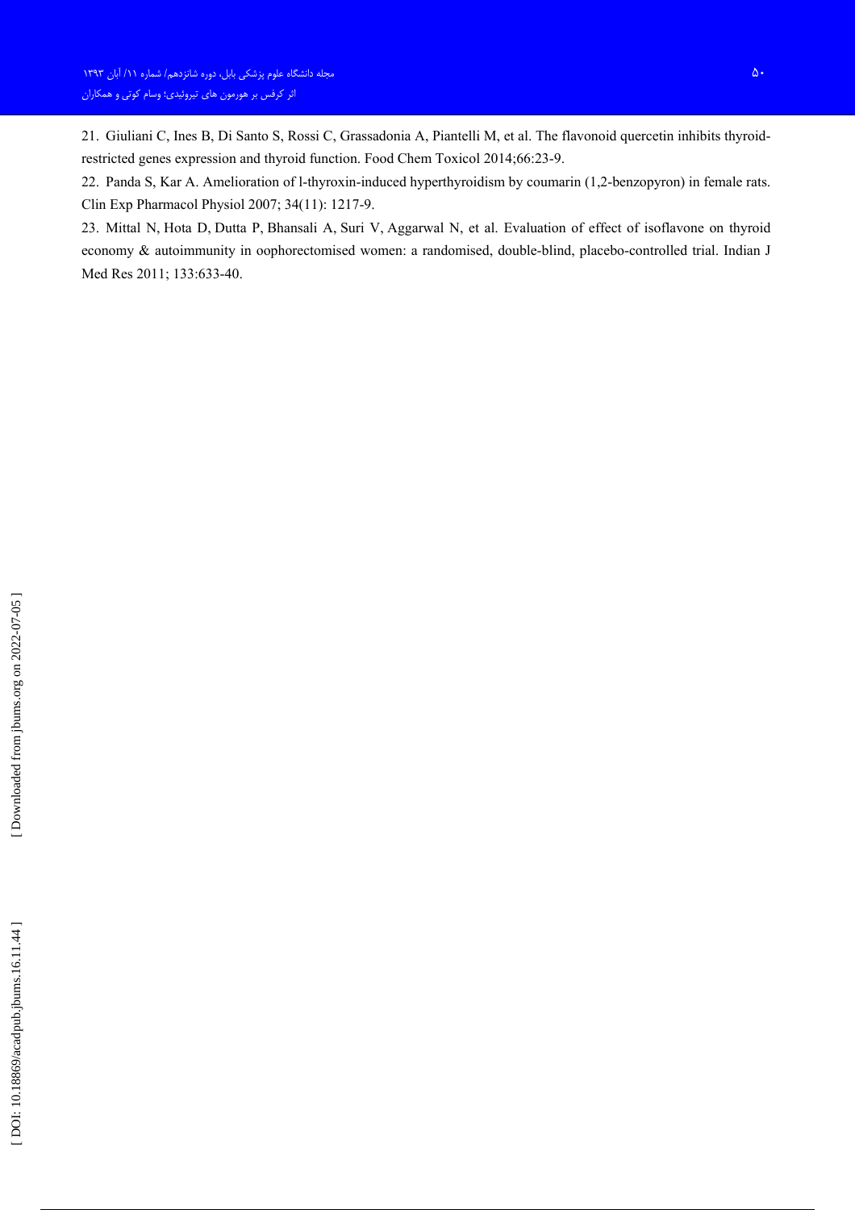21. Giuliani C, Ines B, Di Santo S, Rossi C, Grassadonia A, Piantelli M, et al. The flavonoid quercetin inhibits thyroid-restricted genes expression and thyroid function. Food Chem Toxicol 2014;66:23-9.

22. Panda S, Kar A. Amelioration of l-thyroxin-induced hyperthyroidism by coumarin (1,2-benzopyron) in female rats. Clin Exp Pharmacol Physiol 2007; 34(11): 1217-9.

23. Mittal N, Hota D, Dutta P, Bhansali A, Suri V, Aggarwal N, et al. Evaluation of effect of isoflavone on thyroid economy & autoimmunity in oophorectomised women: a randomised, double-blind, placebo-controlled trial. Indian J Med Res 2011; 133:633-40.